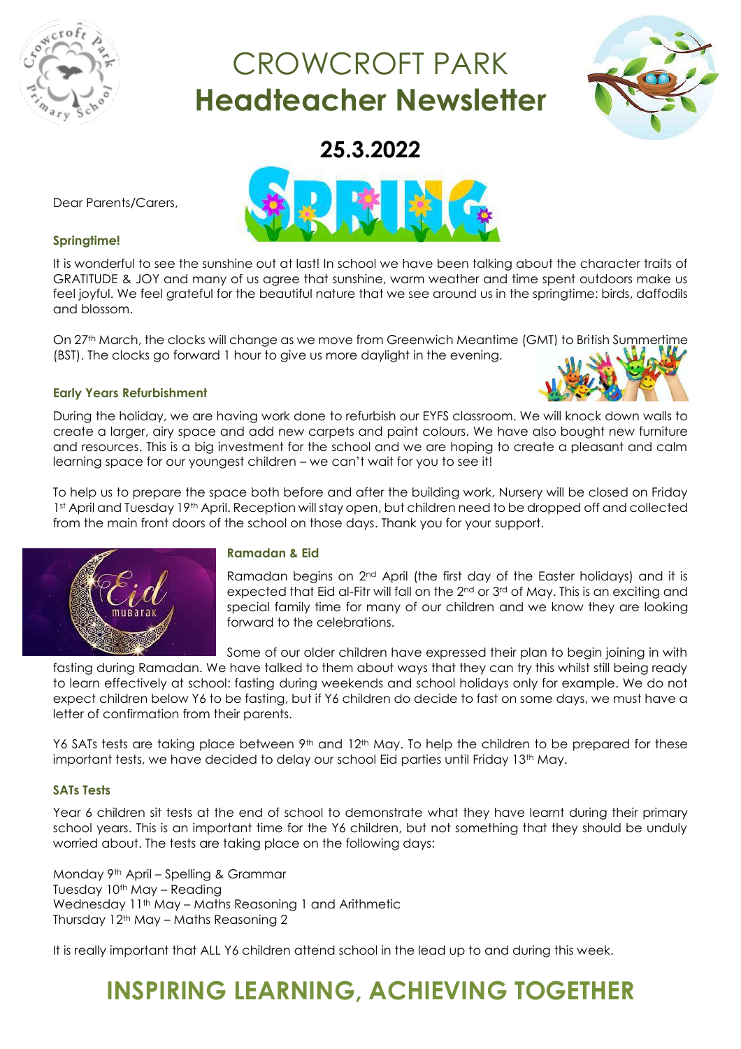# CROWCROFT PARK
# Headteacher Newsletter

## 25.3.2022

Dear Parents/Carers,

### Springtime!

It is wonderful to see the sunshine out at last! In school we have been talking about the character traits of GRATITUDE & JOY and many of us agree that sunshine, warm weather and time spent outdoors make us feel joyful. We feel grateful for the beautiful nature that we see around us in the springtime: birds, daffodils and blossom.

On 27th March, the clocks will change as we move from Greenwich Meantime (GMT) to British Summertime (BST). The clocks go forward 1 hour to give us more daylight in the evening.

### Early Years Refurbishment

During the holiday, we are having work done to refurbish our EYFS classroom. We will knock down walls to create a larger, airy space and add new carpets and paint colours. We have also bought new furniture and resources. This is a big investment for the school and we are hoping to create a pleasant and calm learning space for our youngest children – we can't wait for you to see it!

To help us to prepare the space both before and after the building work, Nursery will be closed on Friday 1st April and Tuesday 19th April. Reception will stay open, but children need to be dropped off and collected from the main front doors of the school on those days. Thank you for your support.

### Ramadan & Eid

Ramadan begins on 2nd April (the first day of the Easter holidays) and it is expected that Eid al-Fitr will fall on the 2nd or 3rd of May. This is an exciting and special family time for many of our children and we know they are looking forward to the celebrations.

Some of our older children have expressed their plan to begin joining in with fasting during Ramadan. We have talked to them about ways that they can try this whilst still being ready to learn effectively at school: fasting during weekends and school holidays only for example. We do not expect children below Y6 to be fasting, but if Y6 children do decide to fast on some days, we must have a letter of confirmation from their parents.

Y6 SATs tests are taking place between 9th and 12th May. To help the children to be prepared for these important tests, we have decided to delay our school Eid parties until Friday 13th May.

### SATs Tests

Year 6 children sit tests at the end of school to demonstrate what they have learnt during their primary school years. This is an important time for the Y6 children, but not something that they should be unduly worried about. The tests are taking place on the following days:

Monday 9th April – Spelling & Grammar
Tuesday 10th May – Reading
Wednesday 11th May – Maths Reasoning 1 and Arithmetic
Thursday 12th May – Maths Reasoning 2

It is really important that ALL Y6 children attend school in the lead up to and during this week.

## INSPIRING LEARNING, ACHIEVING TOGETHER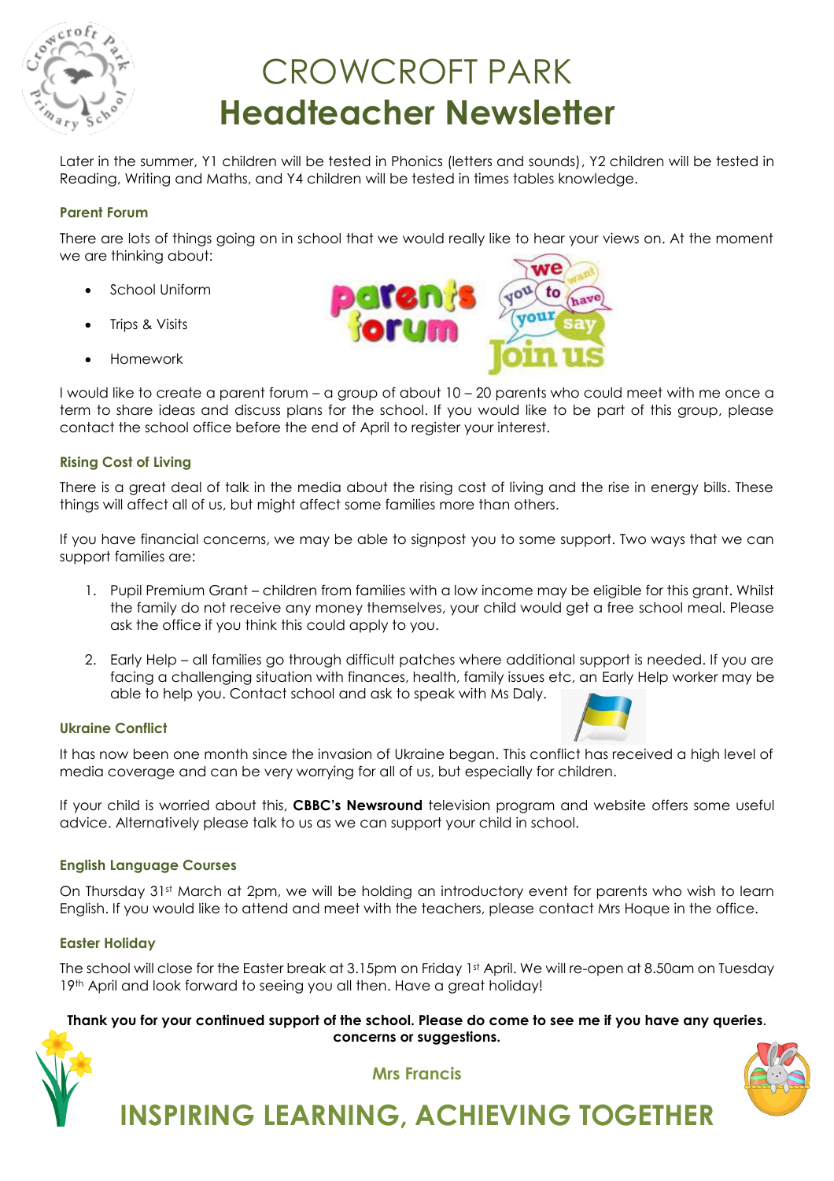# CROWCROFT PARK
# Headteacher Newsletter

Later in the summer, Y1 children will be tested in Phonics (letters and sounds), Y2 children will be tested in Reading, Writing and Maths, and Y4 children will be tested in times tables knowledge.

### Parent Forum

There are lots of things going on in school that we would really like to hear your views on. At the moment we are thinking about:

- School Uniform
- Trips & Visits
- Homework

I would like to create a parent forum – a group of about 10 – 20 parents who could meet with me once a term to share ideas and discuss plans for the school. If you would like to be part of this group, please contact the school office before the end of April to register your interest.

### Rising Cost of Living

There is a great deal of talk in the media about the rising cost of living and the rise in energy bills. These things will affect all of us, but might affect some families more than others.

If you have financial concerns, we may be able to signpost you to some support. Two ways that we can support families are:

1. Pupil Premium Grant – children from families with a low income may be eligible for this grant. Whilst the family do not receive any money themselves, your child would get a free school meal. Please ask the office if you think this could apply to you.
2. Early Help – all families go through difficult patches where additional support is needed. If you are facing a challenging situation with finances, health, family issues etc, an Early Help worker may be able to help you. Contact school and ask to speak with Ms Daly.

### Ukraine Conflict

It has now been one month since the invasion of Ukraine began. This conflict has received a high level of media coverage and can be very worrying for all of us, but especially for children.

If your child is worried about this, **CBBC's Newsround** television program and website offers some useful advice. Alternatively please talk to us as we can support your child in school.

### English Language Courses

On Thursday 31st March at 2pm, we will be holding an introductory event for parents who wish to learn English. If you would like to attend and meet with the teachers, please contact Mrs Hoque in the office.

### Easter Holiday

The school will close for the Easter break at 3.15pm on Friday 1st April. We will re-open at 8.50am on Tuesday 19th April and look forward to seeing you all then. Have a great holiday!

**Thank you for your continued support of the school. Please do come to see me if you have any queries. concerns or suggestions.**

**Mrs Francis**

**INSPIRING LEARNING, ACHIEVING TOGETHER**